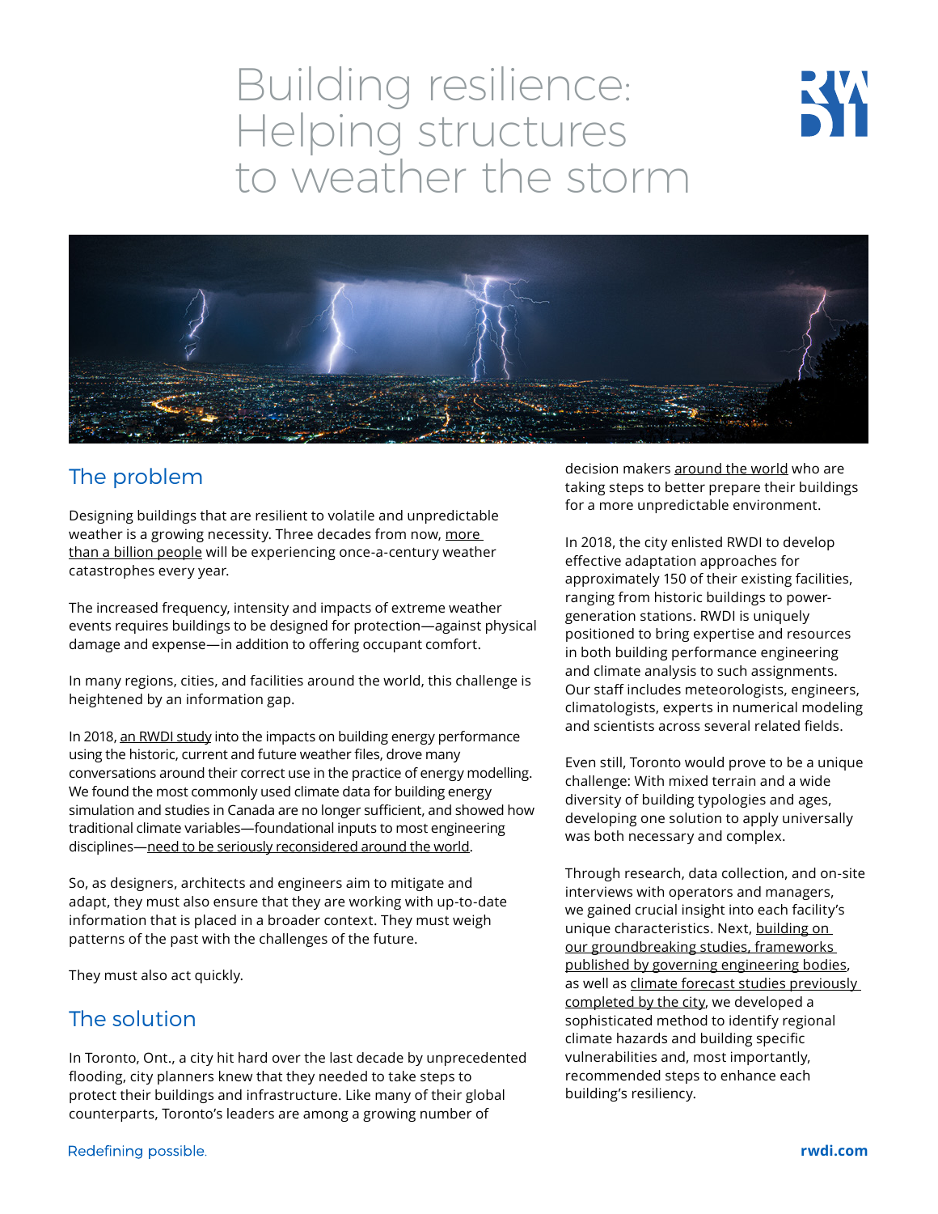# Building resilience: Helping structures to weather the storm

## The problem

Designing buildings that are resilient to volatile and unpredictable weather is a growing necessity. Three decades from now, more than a billion people will be experiencing once-a-century weather catastrophes every year.

The increased frequency, intensity and impacts of extreme weather events requires buildings to be designed for protection—against physical damage and expense—in addition to offering occupant comfort.

In many regions, cities, and facilities around the world, this challenge is heightened by an information gap.

In 2018, an RWDI study into the impacts on building energy performance using the historic, current and future weather files, drove many conversations around their correct use in the practice of energy modelling. We found the most commonly used climate data for building energy simulation and studies in Canada are no longer sufficient, and showed how traditional climate variables—foundational inputs to most engineering disciplines—need to be seriously reconsidered around the world.

So, as designers, architects and engineers aim to mitigate and adapt, they must also ensure that they are working with up-to-date information that is placed in a broader context. They must weigh patterns of the past with the challenges of the future.

They must also act quickly.

## The solution

In Toronto, Ont., a city hit hard over the last decade by unprecedented flooding, city planners knew that they needed to take steps to protect their buildings and infrastructure. Like many of their global counterparts, Toronto's leaders are among a growing number of decision makers around the world who are taking steps to better prepare their buildings for a more unpredictable environment.

In 2018, the city enlisted RWDI to develop effective adaptation approaches for approximately 150 of their existing facilities, ranging from historic buildings to power-generation stations. RWDI is uniquely positioned to bring expertise and resources in both building performance engineering and climate analysis to such assignments. Our staff includes meteorologists, engineers, climatologists, experts in numerical modeling and scientists across several related fields.

Even still, Toronto would prove to be a unique challenge: With mixed terrain and a wide diversity of building typologies and ages, developing one solution to apply universally was both necessary and complex.

Through research, data collection, and on-site interviews with operators and managers, we gained crucial insight into each facility's unique characteristics. Next, building on our groundbreaking studies, frameworks published by governing engineering bodies, as well as climate forecast studies previously completed by the city, we developed a sophisticated method to identify regional climate hazards and building specific vulnerabilities and, most importantly, recommended steps to enhance each building's resiliency.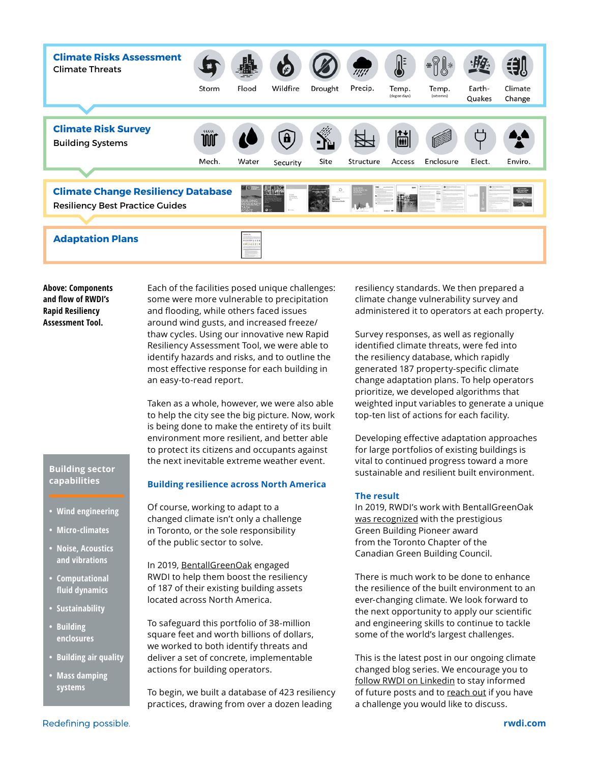**Climate Risks Assessment**
Climate Threats

Storm | Flood | Wildfire | Drought | Precip. | Temp. (degree days) | Temp. (extremes) | Earth-Quakes | Climate Change

**Climate Risk Survey**
Building Systems

Mech. | Water | Security | Site | Structure | Access | Enclosure | Elect. | Enviro.

**Climate Change Resiliency Database**
Resiliency Best Practice Guides

**Adaptation Plans**

**Above: Components and flow of RWDI's Rapid Resiliency Assessment Tool.**

Each of the facilities posed unique challenges: some were more vulnerable to precipitation and flooding, while others faced issues around wind gusts, and increased freeze/thaw cycles. Using our innovative new Rapid Resiliency Assessment Tool, we were able to identify hazards and risks, and to outline the most effective response for each building in an easy-to-read report.

Taken as a whole, however, we were also able to help the city see the big picture. Now, work is being done to make the entirety of its built environment more resilient, and better able to protect its citizens and occupants against the next inevitable extreme weather event.

## Building resilience across North America

Of course, working to adapt to a changed climate isn't only a challenge in Toronto, or the sole responsibility of the public sector to solve.

In 2019, BentallGreenOak engaged RWDI to help them boost the resiliency of 187 of their existing building assets located across North America.

To safeguard this portfolio of 38-million square feet and worth billions of dollars, we worked to both identify threats and deliver a set of concrete, implementable actions for building operators.

To begin, we built a database of 423 resiliency practices, drawing from over a dozen leading resiliency standards. We then prepared a climate change vulnerability survey and administered it to operators at each property.

Survey responses, as well as regionally identified climate threats, were fed into the resiliency database, which rapidly generated 187 property-specific climate change adaptation plans. To help operators prioritize, we developed algorithms that weighted input variables to generate a unique top-ten list of actions for each facility.

Developing effective adaptation approaches for large portfolios of existing buildings is vital to continued progress toward a more sustainable and resilient built environment.

## The result

In 2019, RWDI's work with BentallGreenOak was recognized with the prestigious Green Building Pioneer award from the Toronto Chapter of the Canadian Green Building Council.

There is much work to be done to enhance the resilience of the built environment to an ever-changing climate. We look forward to the next opportunity to apply our scientific and engineering skills to continue to tackle some of the world's largest challenges.

This is the latest post in our ongoing climate changed blog series. We encourage you to follow RWDI on Linkedin to stay informed of future posts and to reach out if you have a challenge you would like to discuss.

**Building sector capabilities**

- Wind engineering
- Micro-climates
- Noise, Acoustics and vibrations
- Computational fluid dynamics
- Sustainability
- Building enclosures
- Building air quality
- Mass damping systems

Redefining possible.

rwdi.com